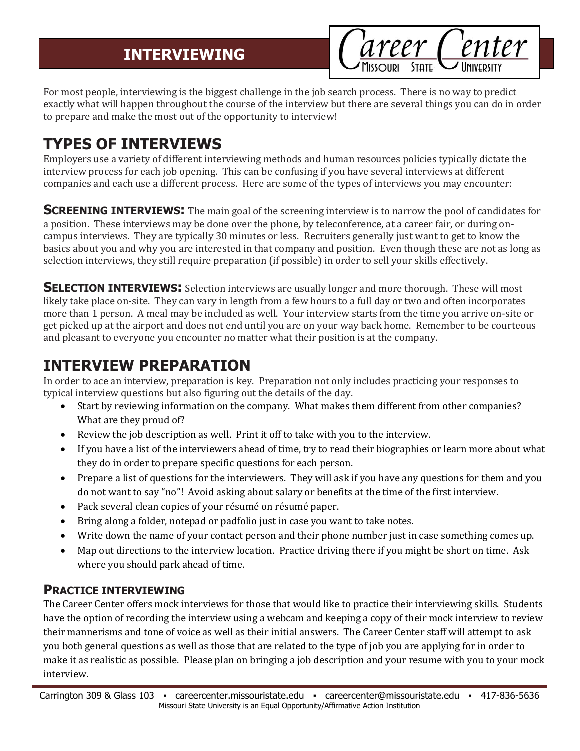# INTERVIEWING

For most people, interviewing is the biggest challenge in the job search process. There is no way to predict exactly what will happen throughout the course of the interview but there are several things you can do in order to prepare and make the most out of the opportunity to interview!

## TYPES OF INTERVIEWS

Employers use a variety of different interviewing methods and human resources policies typically dictate the interview process for each job opening. This can be confusing if you have several interviews at different companies and each use a different process. Here are some of the types of interviews you may encounter:

**SCREENING INTERVIEWS:** The main goal of the screening interview is to narrow the pool of candidates for a position. These interviews may be done over the phone, by teleconference, at a career fair, or during on-campus interviews. They are typically 30 minutes or less. Recruiters generally just want to get to know the basics about you and why you are interested in that company and position. Even though these are not as long as selection interviews, they still require preparation (if possible) in order to sell your skills effectively.

**SELECTION INTERVIEWS:** Selection interviews are usually longer and more thorough. These will most likely take place on-site. They can vary in length from a few hours to a full day or two and often incorporates more than 1 person. A meal may be included as well. Your interview starts from the time you arrive on-site or get picked up at the airport and does not end until you are on your way back home. Remember to be courteous and pleasant to everyone you encounter no matter what their position is at the company.

## INTERVIEW PREPARATION

In order to ace an interview, preparation is key. Preparation not only includes practicing your responses to typical interview questions but also figuring out the details of the day.

- Start by reviewing information on the company. What makes them different from other companies? What are they proud of?
- Review the job description as well. Print it off to take with you to the interview.
- If you have a list of the interviewers ahead of time, try to read their biographies or learn more about what they do in order to prepare specific questions for each person.
- Prepare a list of questions for the interviewers. They will ask if you have any questions for them and you do not want to say "no"! Avoid asking about salary or benefits at the time of the first interview.
- Pack several clean copies of your résumé on résumé paper.
- Bring along a folder, notepad or padfolio just in case you want to take notes.
- Write down the name of your contact person and their phone number just in case something comes up.
- Map out directions to the interview location. Practice driving there if you might be short on time. Ask where you should park ahead of time.

### PRACTICE INTERVIEWING

The Career Center offers mock interviews for those that would like to practice their interviewing skills. Students have the option of recording the interview using a webcam and keeping a copy of their mock interview to review their mannerisms and tone of voice as well as their initial answers. The Career Center staff will attempt to ask you both general questions as well as those that are related to the type of job you are applying for in order to make it as realistic as possible. Please plan on bringing a job description and your resume with you to your mock interview.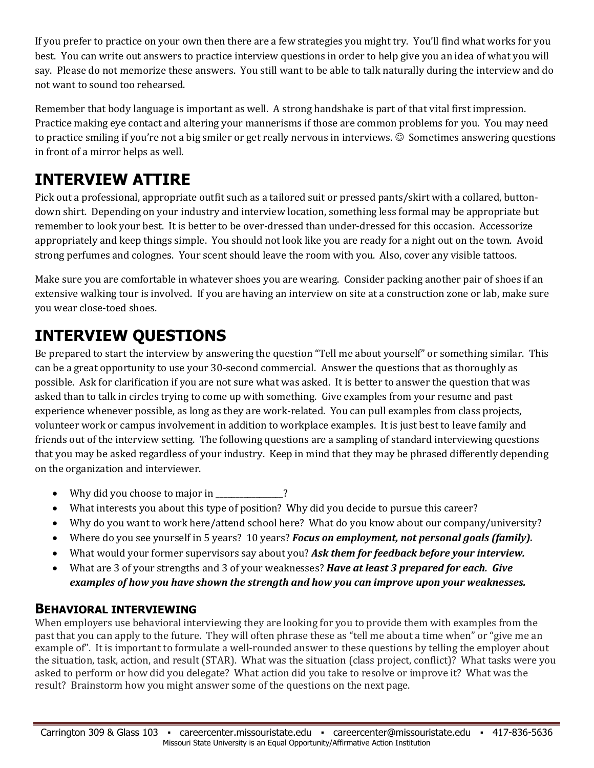If you prefer to practice on your own then there are a few strategies you might try. You'll find what works for you best. You can write out answers to practice interview questions in order to help give you an idea of what you will say. Please do not memorize these answers. You still want to be able to talk naturally during the interview and do not want to sound too rehearsed.

Remember that body language is important as well. A strong handshake is part of that vital first impression. Practice making eye contact and altering your mannerisms if those are common problems for you. You may need to practice smiling if you're not a big smiler or get really nervous in interviews. ☺ Sometimes answering questions in front of a mirror helps as well.

# INTERVIEW ATTIRE

Pick out a professional, appropriate outfit such as a tailored suit or pressed pants/skirt with a collared, button-down shirt. Depending on your industry and interview location, something less formal may be appropriate but remember to look your best. It is better to be over-dressed than under-dressed for this occasion. Accessorize appropriately and keep things simple. You should not look like you are ready for a night out on the town. Avoid strong perfumes and colognes. Your scent should leave the room with you. Also, cover any visible tattoos.

Make sure you are comfortable in whatever shoes you are wearing. Consider packing another pair of shoes if an extensive walking tour is involved. If you are having an interview on site at a construction zone or lab, make sure you wear close-toed shoes.

# INTERVIEW QUESTIONS

Be prepared to start the interview by answering the question "Tell me about yourself" or something similar. This can be a great opportunity to use your 30-second commercial. Answer the questions that as thoroughly as possible. Ask for clarification if you are not sure what was asked. It is better to answer the question that was asked than to talk in circles trying to come up with something. Give examples from your resume and past experience whenever possible, as long as they are work-related. You can pull examples from class projects, volunteer work or campus involvement in addition to workplace examples. It is just best to leave family and friends out of the interview setting. The following questions are a sampling of standard interviewing questions that you may be asked regardless of your industry. Keep in mind that they may be phrased differently depending on the organization and interviewer.

- Why did you choose to major in _________________?
- What interests you about this type of position? Why did you decide to pursue this career?
- Why do you want to work here/attend school here? What do you know about our company/university?
- Where do you see yourself in 5 years? 10 years? ***Focus on employment, not personal goals (family).***
- What would your former supervisors say about you? ***Ask them for feedback before your interview.***
- What are 3 of your strengths and 3 of your weaknesses? ***Have at least 3 prepared for each. Give examples of how you have shown the strength and how you can improve upon your weaknesses.***

## BEHAVIORAL INTERVIEWING

When employers use behavioral interviewing they are looking for you to provide them with examples from the past that you can apply to the future. They will often phrase these as "tell me about a time when" or "give me an example of". It is important to formulate a well-rounded answer to these questions by telling the employer about the situation, task, action, and result (STAR). What was the situation (class project, conflict)? What tasks were you asked to perform or how did you delegate? What action did you take to resolve or improve it? What was the result? Brainstorm how you might answer some of the questions on the next page.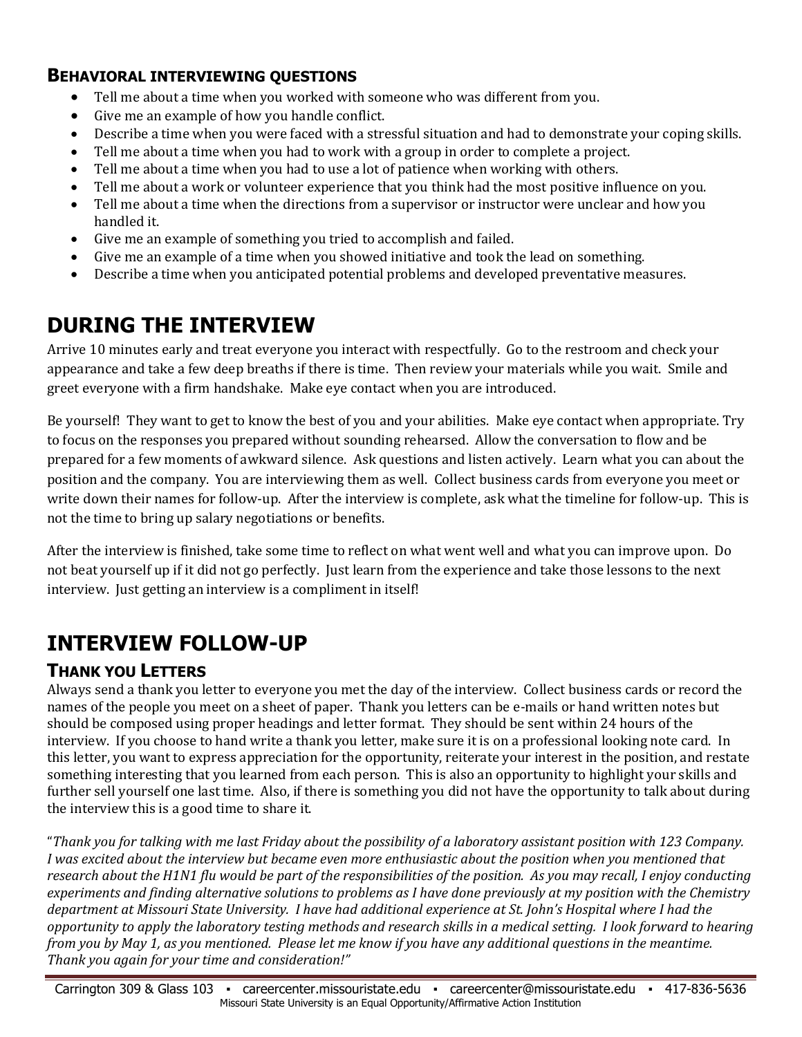### Behavioral interviewing questions

- Tell me about a time when you worked with someone who was different from you.
- Give me an example of how you handle conflict.
- Describe a time when you were faced with a stressful situation and had to demonstrate your coping skills.
- Tell me about a time when you had to work with a group in order to complete a project.
- Tell me about a time when you had to use a lot of patience when working with others.
- Tell me about a work or volunteer experience that you think had the most positive influence on you.
- Tell me about a time when the directions from a supervisor or instructor were unclear and how you handled it.
- Give me an example of something you tried to accomplish and failed.
- Give me an example of a time when you showed initiative and took the lead on something.
- Describe a time when you anticipated potential problems and developed preventative measures.

# DURING THE INTERVIEW

Arrive 10 minutes early and treat everyone you interact with respectfully. Go to the restroom and check your appearance and take a few deep breaths if there is time. Then review your materials while you wait. Smile and greet everyone with a firm handshake. Make eye contact when you are introduced.

Be yourself! They want to get to know the best of you and your abilities. Make eye contact when appropriate. Try to focus on the responses you prepared without sounding rehearsed. Allow the conversation to flow and be prepared for a few moments of awkward silence. Ask questions and listen actively. Learn what you can about the position and the company. You are interviewing them as well. Collect business cards from everyone you meet or write down their names for follow-up. After the interview is complete, ask what the timeline for follow-up. This is not the time to bring up salary negotiations or benefits.

After the interview is finished, take some time to reflect on what went well and what you can improve upon. Do not beat yourself up if it did not go perfectly. Just learn from the experience and take those lessons to the next interview. Just getting an interview is a compliment in itself!

# INTERVIEW FOLLOW-UP

## Thank you Letters

Always send a thank you letter to everyone you met the day of the interview. Collect business cards or record the names of the people you meet on a sheet of paper. Thank you letters can be e-mails or hand written notes but should be composed using proper headings and letter format. They should be sent within 24 hours of the interview. If you choose to hand write a thank you letter, make sure it is on a professional looking note card. In this letter, you want to express appreciation for the opportunity, reiterate your interest in the position, and restate something interesting that you learned from each person. This is also an opportunity to highlight your skills and further sell yourself one last time. Also, if there is something you did not have the opportunity to talk about during the interview this is a good time to share it.

"*Thank you for talking with me last Friday about the possibility of a laboratory assistant position with 123 Company. I was excited about the interview but became even more enthusiastic about the position when you mentioned that research about the H1N1 flu would be part of the responsibilities of the position. As you may recall, I enjoy conducting experiments and finding alternative solutions to problems as I have done previously at my position with the Chemistry department at Missouri State University. I have had additional experience at St. John's Hospital where I had the opportunity to apply the laboratory testing methods and research skills in a medical setting. I look forward to hearing from you by May 1, as you mentioned. Please let me know if you have any additional questions in the meantime. Thank you again for your time and consideration!*"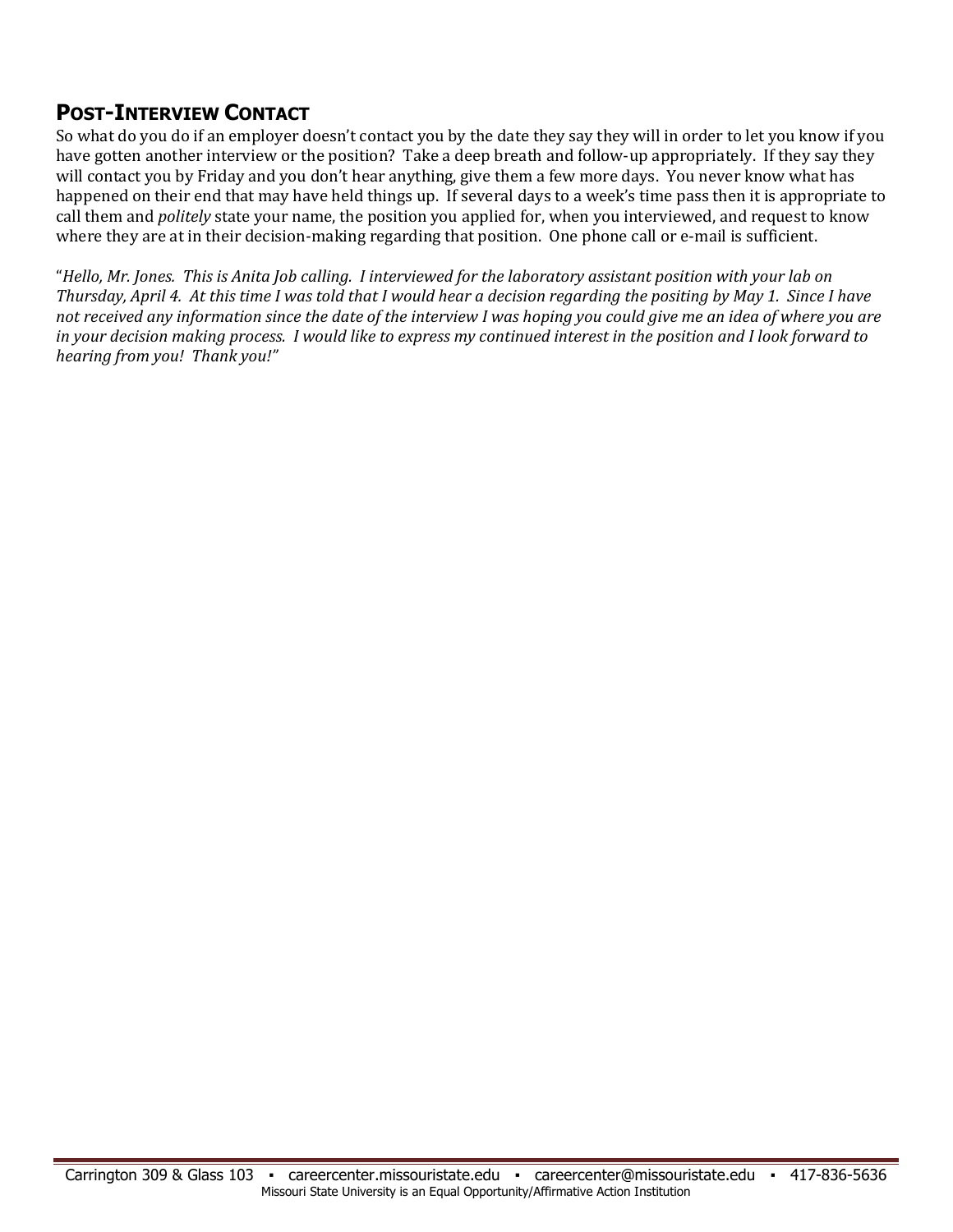## Post-Interview Contact

So what do you do if an employer doesn't contact you by the date they say they will in order to let you know if you have gotten another interview or the position? Take a deep breath and follow-up appropriately. If they say they will contact you by Friday and you don't hear anything, give them a few more days. You never know what has happened on their end that may have held things up. If several days to a week's time pass then it is appropriate to call them and *politely* state your name, the position you applied for, when you interviewed, and request to know where they are at in their decision-making regarding that position. One phone call or e-mail is sufficient.

"*Hello, Mr. Jones. This is Anita Job calling. I interviewed for the laboratory assistant position with your lab on Thursday, April 4. At this time I was told that I would hear a decision regarding the positing by May 1. Since I have not received any information since the date of the interview I was hoping you could give me an idea of where you are in your decision making process. I would like to express my continued interest in the position and I look forward to hearing from you! Thank you!*"